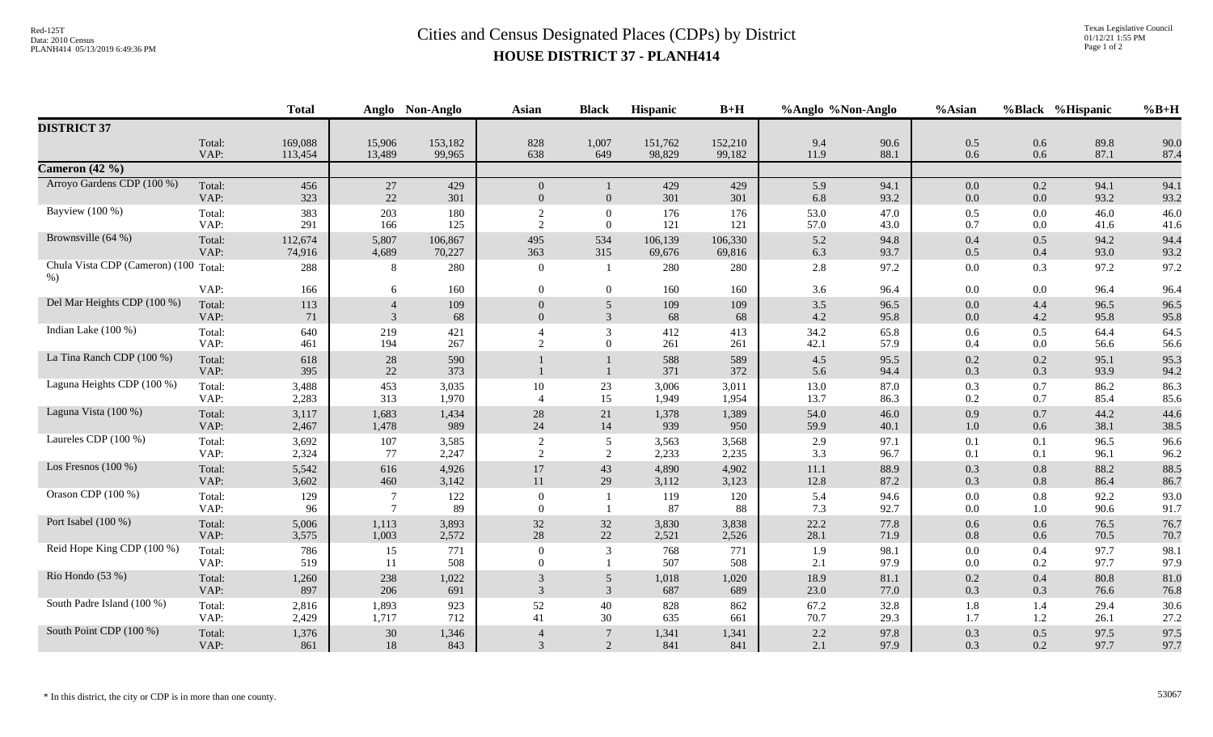# Cities and Census Designated Places (CDPs) by District

## HOUSE DISTRICT 37 - PLANH414

| | | Total | Anglo | Non-Anglo | Asian | Black | Hispanic | B+H | %Anglo | %Non-Anglo | %Asian | %Black | %Hispanic | %B+H |
|---|---|---|---|---|---|---|---|---|---|---|---|---|---|---|
| **DISTRICT 37** | | | | | | | | | | | | | | |
| | Total: | 169,088 | 15,906 | 153,182 | 828 | 1,007 | 151,762 | 152,210 | 9.4 | 90.6 | 0.5 | 0.6 | 89.8 | 90.0 |
| | VAP: | 113,454 | 13,489 | 99,965 | 638 | 649 | 98,829 | 99,182 | 11.9 | 88.1 | 0.6 | 0.6 | 87.1 | 87.4 |
| **Cameron (42 %)** | | | | | | | | | | | | | | |
| Arroyo Gardens CDP (100 %) | Total: | 456 | 27 | 429 | 0 | 1 | 429 | 429 | 5.9 | 94.1 | 0.0 | 0.2 | 94.1 | 94.1 |
| | VAP: | 323 | 22 | 301 | 0 | 0 | 301 | 301 | 6.8 | 93.2 | 0.0 | 0.0 | 93.2 | 93.2 |
| Bayview (100 %) | Total: | 383 | 203 | 180 | 2 | 0 | 176 | 176 | 53.0 | 47.0 | 0.5 | 0.0 | 46.0 | 46.0 |
| | VAP: | 291 | 166 | 125 | 2 | 0 | 121 | 121 | 57.0 | 43.0 | 0.7 | 0.0 | 41.6 | 41.6 |
| Brownsville (64 %) | Total: | 112,674 | 5,807 | 106,867 | 495 | 534 | 106,139 | 106,330 | 5.2 | 94.8 | 0.4 | 0.5 | 94.2 | 94.4 |
| | VAP: | 74,916 | 4,689 | 70,227 | 363 | 315 | 69,676 | 69,816 | 6.3 | 93.7 | 0.5 | 0.4 | 93.0 | 93.2 |
| Chula Vista CDP (Cameron) (100 %) | Total: | 288 | 8 | 280 | 0 | 1 | 280 | 280 | 2.8 | 97.2 | 0.0 | 0.3 | 97.2 | 97.2 |
| | VAP: | 166 | 6 | 160 | 0 | 0 | 160 | 160 | 3.6 | 96.4 | 0.0 | 0.0 | 96.4 | 96.4 |
| Del Mar Heights CDP (100 %) | Total: | 113 | 4 | 109 | 0 | 5 | 109 | 109 | 3.5 | 96.5 | 0.0 | 4.4 | 96.5 | 96.5 |
| | VAP: | 71 | 3 | 68 | 0 | 3 | 68 | 68 | 4.2 | 95.8 | 0.0 | 4.2 | 95.8 | 95.8 |
| Indian Lake (100 %) | Total: | 640 | 219 | 421 | 4 | 3 | 412 | 413 | 34.2 | 65.8 | 0.6 | 0.5 | 64.4 | 64.5 |
| | VAP: | 461 | 194 | 267 | 2 | 0 | 261 | 261 | 42.1 | 57.9 | 0.4 | 0.0 | 56.6 | 56.6 |
| La Tina Ranch CDP (100 %) | Total: | 618 | 28 | 590 | 1 | 1 | 588 | 589 | 4.5 | 95.5 | 0.2 | 0.2 | 95.1 | 95.3 |
| | VAP: | 395 | 22 | 373 | 1 | 1 | 371 | 372 | 5.6 | 94.4 | 0.3 | 0.3 | 93.9 | 94.2 |
| Laguna Heights CDP (100 %) | Total: | 3,488 | 453 | 3,035 | 10 | 23 | 3,006 | 3,011 | 13.0 | 87.0 | 0.3 | 0.7 | 86.2 | 86.3 |
| | VAP: | 2,283 | 313 | 1,970 | 4 | 15 | 1,949 | 1,954 | 13.7 | 86.3 | 0.2 | 0.7 | 85.4 | 85.6 |
| Laguna Vista (100 %) | Total: | 3,117 | 1,683 | 1,434 | 28 | 21 | 1,378 | 1,389 | 54.0 | 46.0 | 0.9 | 0.7 | 44.2 | 44.6 |
| | VAP: | 2,467 | 1,478 | 989 | 24 | 14 | 939 | 950 | 59.9 | 40.1 | 1.0 | 0.6 | 38.1 | 38.5 |
| Laureles CDP (100 %) | Total: | 3,692 | 107 | 3,585 | 2 | 5 | 3,563 | 3,568 | 2.9 | 97.1 | 0.1 | 0.1 | 96.5 | 96.6 |
| | VAP: | 2,324 | 77 | 2,247 | 2 | 2 | 2,233 | 2,235 | 3.3 | 96.7 | 0.1 | 0.1 | 96.1 | 96.2 |
| Los Fresnos (100 %) | Total: | 5,542 | 616 | 4,926 | 17 | 43 | 4,890 | 4,902 | 11.1 | 88.9 | 0.3 | 0.8 | 88.2 | 88.5 |
| | VAP: | 3,602 | 460 | 3,142 | 11 | 29 | 3,112 | 3,123 | 12.8 | 87.2 | 0.3 | 0.8 | 86.4 | 86.7 |
| Orason CDP (100 %) | Total: | 129 | 7 | 122 | 0 | 1 | 119 | 120 | 5.4 | 94.6 | 0.0 | 0.8 | 92.2 | 93.0 |
| | VAP: | 96 | 7 | 89 | 0 | 1 | 87 | 88 | 7.3 | 92.7 | 0.0 | 1.0 | 90.6 | 91.7 |
| Port Isabel (100 %) | Total: | 5,006 | 1,113 | 3,893 | 32 | 32 | 3,830 | 3,838 | 22.2 | 77.8 | 0.6 | 0.6 | 76.5 | 76.7 |
| | VAP: | 3,575 | 1,003 | 2,572 | 28 | 22 | 2,521 | 2,526 | 28.1 | 71.9 | 0.8 | 0.6 | 70.5 | 70.7 |
| Reid Hope King CDP (100 %) | Total: | 786 | 15 | 771 | 0 | 3 | 768 | 771 | 1.9 | 98.1 | 0.0 | 0.4 | 97.7 | 98.1 |
| | VAP: | 519 | 11 | 508 | 0 | 1 | 507 | 508 | 2.1 | 97.9 | 0.0 | 0.2 | 97.7 | 97.9 |
| Rio Hondo (53 %) | Total: | 1,260 | 238 | 1,022 | 3 | 5 | 1,018 | 1,020 | 18.9 | 81.1 | 0.2 | 0.4 | 80.8 | 81.0 |
| | VAP: | 897 | 206 | 691 | 3 | 3 | 687 | 689 | 23.0 | 77.0 | 0.3 | 0.3 | 76.6 | 76.8 |
| South Padre Island (100 %) | Total: | 2,816 | 1,893 | 923 | 52 | 40 | 828 | 862 | 67.2 | 32.8 | 1.8 | 1.4 | 29.4 | 30.6 |
| | VAP: | 2,429 | 1,717 | 712 | 41 | 30 | 635 | 661 | 70.7 | 29.3 | 1.7 | 1.2 | 26.1 | 27.2 |
| South Point CDP (100 %) | Total: | 1,376 | 30 | 1,346 | 4 | 7 | 1,341 | 1,341 | 2.2 | 97.8 | 0.3 | 0.5 | 97.5 | 97.5 |
| | VAP: | 861 | 18 | 843 | 3 | 2 | 841 | 841 | 2.1 | 97.9 | 0.3 | 0.2 | 97.7 | 97.7 |

\* In this district, the city or CDP is in more than one county.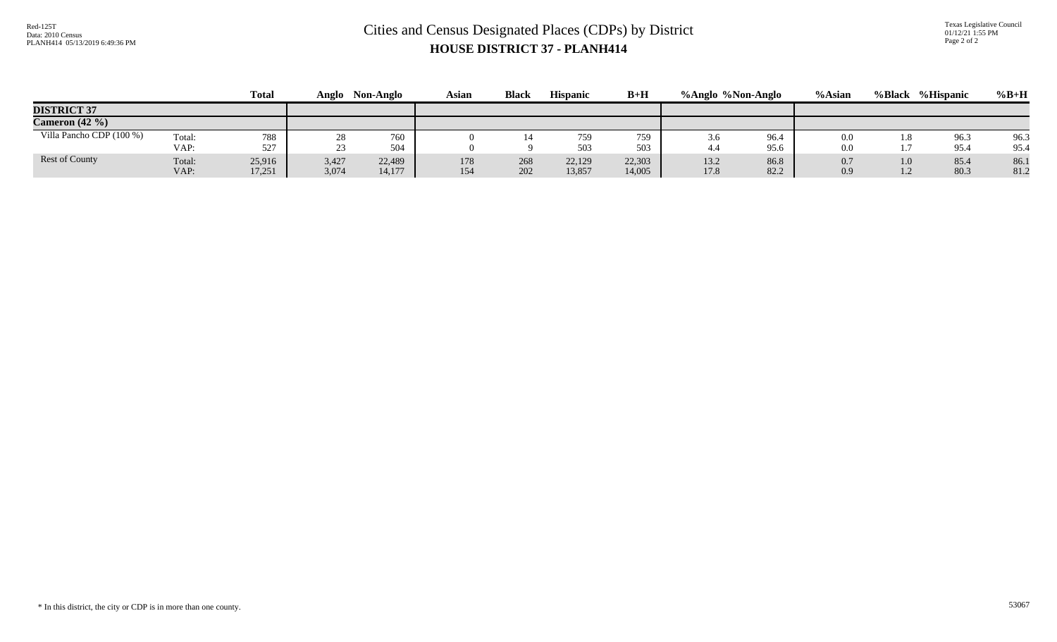# Cities and Census Designated Places (CDPs) by District

**HOUSE DISTRICT 37 - PLANH414**

| | | Total | Anglo | Non-Anglo | Asian | Black | Hispanic | B+H | %Anglo | %Non-Anglo | %Asian | %Black | %Hispanic | %B+H |
|---|---|---|---|---|---|---|---|---|---|---|---|---|---|---|
| **DISTRICT 37** | | | | | | | | | | | | | | |
| **Cameron (42 %)** | | | | | | | | | | | | | | |
| Villa Pancho CDP (100 %) | Total: | 788 | 28 | 760 | 0 | 14 | 759 | 759 | 3.6 | 96.4 | 0.0 | 1.8 | 96.3 | 96.3 |
| | VAP: | 527 | 23 | 504 | 0 | 9 | 503 | 503 | 4.4 | 95.6 | 0.0 | 1.7 | 95.4 | 95.4 |
| Rest of County | Total: | 25,916 | 3,427 | 22,489 | 178 | 268 | 22,129 | 22,303 | 13.2 | 86.8 | 0.7 | 1.0 | 85.4 | 86.1 |
| | VAP: | 17,251 | 3,074 | 14,177 | 154 | 202 | 13,857 | 14,005 | 17.8 | 82.2 | 0.9 | 1.2 | 80.3 | 81.2 |

* In this district, the city or CDP is in more than one county.